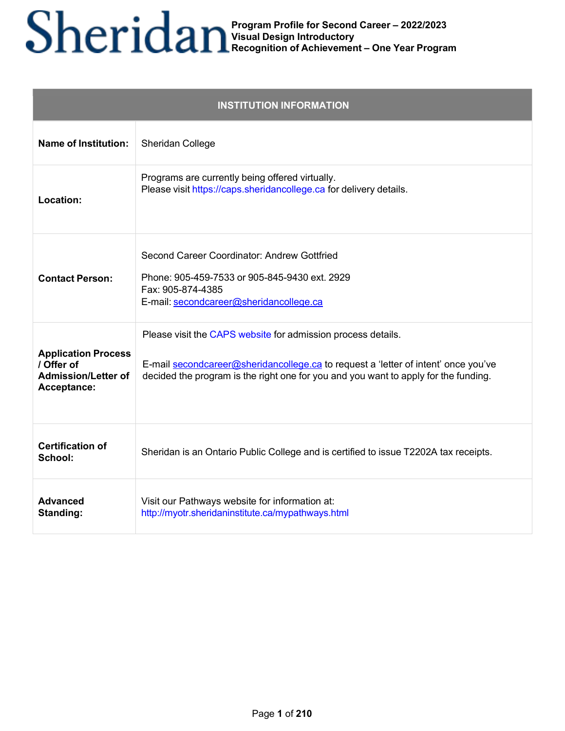# Sheridan

**Program Profile for Second Career – 2022/2023**
**Visual Design Introductory**
**Recognition of Achievement – One Year Program**

| INSTITUTION INFORMATION | |
|---|---|
| **Name of Institution:** | Sheridan College |
| **Location:** | Programs are currently being offered virtually.<br>Please visit https://caps.sheridancollege.ca for delivery details. |
| **Contact Person:** | Second Career Coordinator: Andrew Gottfried<br><br>Phone: 905-459-7533 or 905-845-9430 ext. 2929<br>Fax: 905-874-4385<br>E-mail: secondcareer@sheridancollege.ca |
| **Application Process / Offer of Admission/Letter of Acceptance:** | Please visit the CAPS website for admission process details.<br><br>E-mail secondcareer@sheridancollege.ca to request a 'letter of intent' once you've decided the program is the right one for you and you want to apply for the funding. |
| **Certification of School:** | Sheridan is an Ontario Public College and is certified to issue T2202A tax receipts. |
| **Advanced Standing:** | Visit our Pathways website for information at:<br>http://myotr.sheridaninstitute.ca/mypathways.html |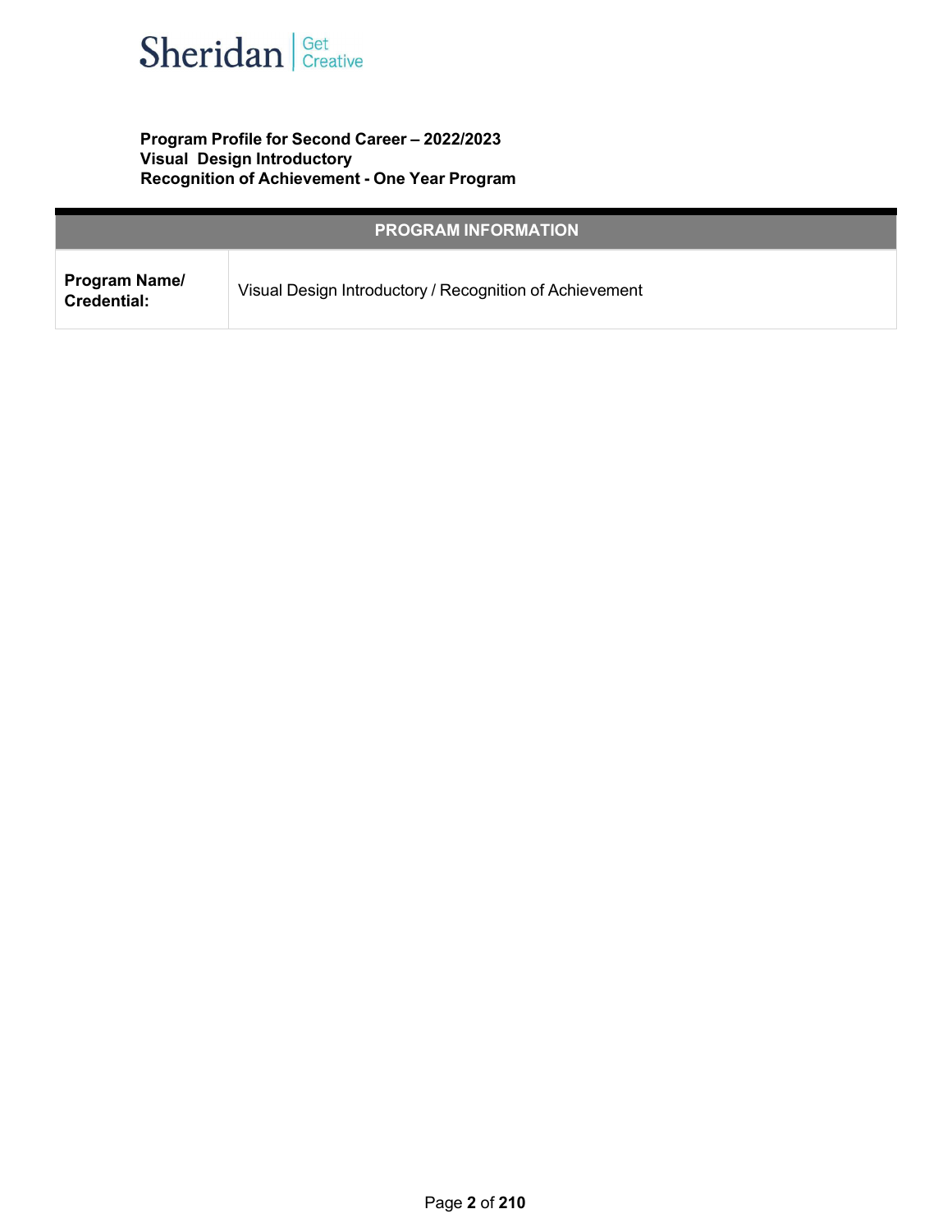**Program Profile for Second Career – 2022/2023**
**Visual Design Introductory**
**Recognition of Achievement - One Year Program**

| PROGRAM INFORMATION | |
|---|---|
| **Program Name/ Credential:** | Visual Design Introductory / Recognition of Achievement |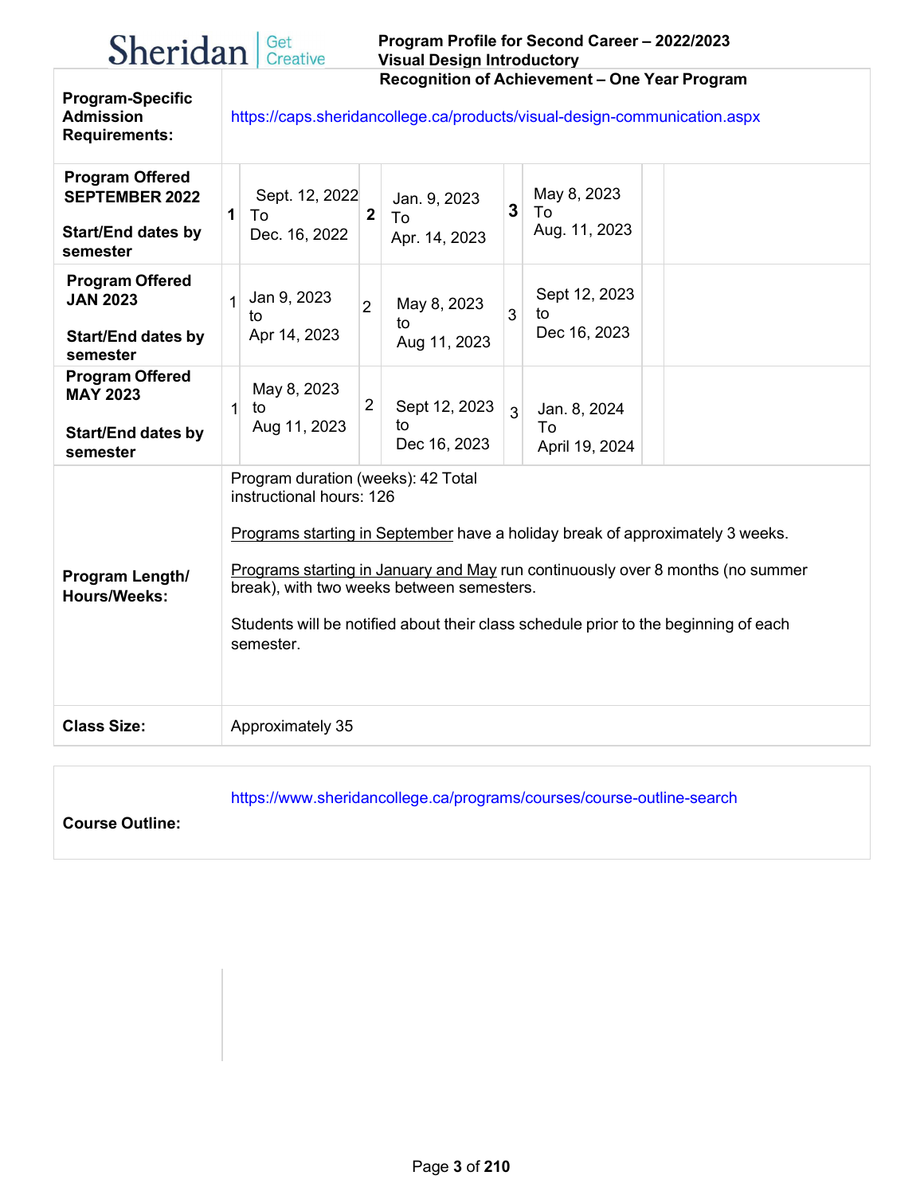| | |
|---|---|
| **Program-Specific Admission Requirements:** | https://caps.sheridancollege.ca/products/visual-design-communication.aspx |

| | | | | | | |
|---|---|---|---|---|---|---|
| **Program Offered SEPTEMBER 2022**<br><br>**Start/End dates by semester** | **1** | Sept. 12, 2022 To Dec. 16, 2022 | **2** | Jan. 9, 2023 To Apr. 14, 2023 | **3** | May 8, 2023 To Aug. 11, 2023 |
| **Program Offered JAN 2023**<br><br>**Start/End dates by semester** | 1 | Jan 9, 2023 to Apr 14, 2023 | 2 | May 8, 2023 to Aug 11, 2023 | 3 | Sept 12, 2023 to Dec 16, 2023 |
| **Program Offered MAY 2023**<br><br>**Start/End dates by semester** | 1 | May 8, 2023 to Aug 11, 2023 | 2 | Sept 12, 2023 to Dec 16, 2023 | 3 | Jan. 8, 2024 To April 19, 2024 |

| | |
|---|---|
| **Program Length/ Hours/Weeks:** | Program duration (weeks): 42 Total instructional hours: 126<br><br>Programs starting in September have a holiday break of approximately 3 weeks.<br><br>Programs starting in January and May run continuously over 8 months (no summer break), with two weeks between semesters.<br><br>Students will be notified about their class schedule prior to the beginning of each semester. |
| **Class Size:** | Approximately 35 |

| | |
|---|---|
| **Course Outline:** | https://www.sheridancollege.ca/programs/courses/course-outline-search |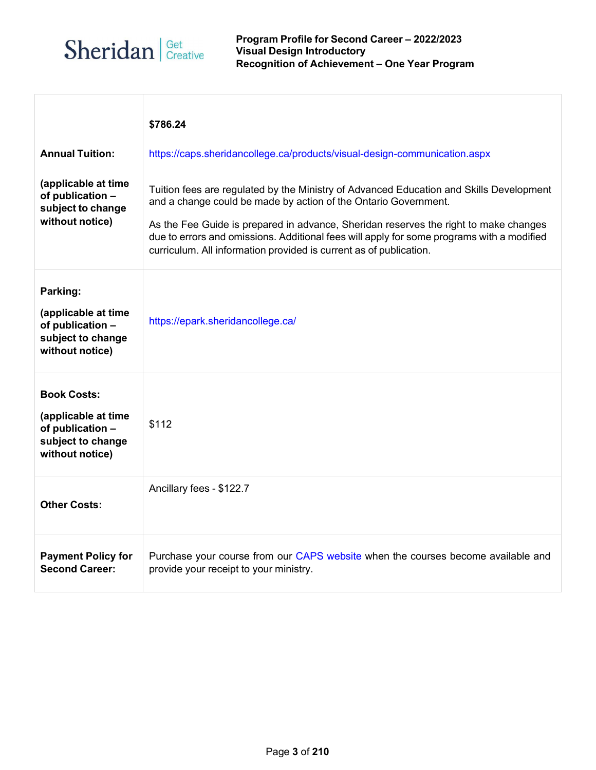**Program Profile for Second Career – 2022/2023**
**Visual Design Introductory**
**Recognition of Achievement – One Year Program**

| | |
|---|---|
| **Annual Tuition:** **(applicable at time of publication – subject to change without notice)** | **$786.24** https://caps.sheridancollege.ca/products/visual-design-communication.aspx Tuition fees are regulated by the Ministry of Advanced Education and Skills Development and a change could be made by action of the Ontario Government. As the Fee Guide is prepared in advance, Sheridan reserves the right to make changes due to errors and omissions. Additional fees will apply for some programs with a modified curriculum. All information provided is current as of publication. |
| **Parking:** **(applicable at time of publication – subject to change without notice)** | https://epark.sheridancollege.ca/ |
| **Book Costs:** **(applicable at time of publication – subject to change without notice)** | $112 |
| **Other Costs:** | Ancillary fees - $122.7 |
| **Payment Policy for Second Career:** | Purchase your course from our CAPS website when the courses become available and provide your receipt to your ministry. |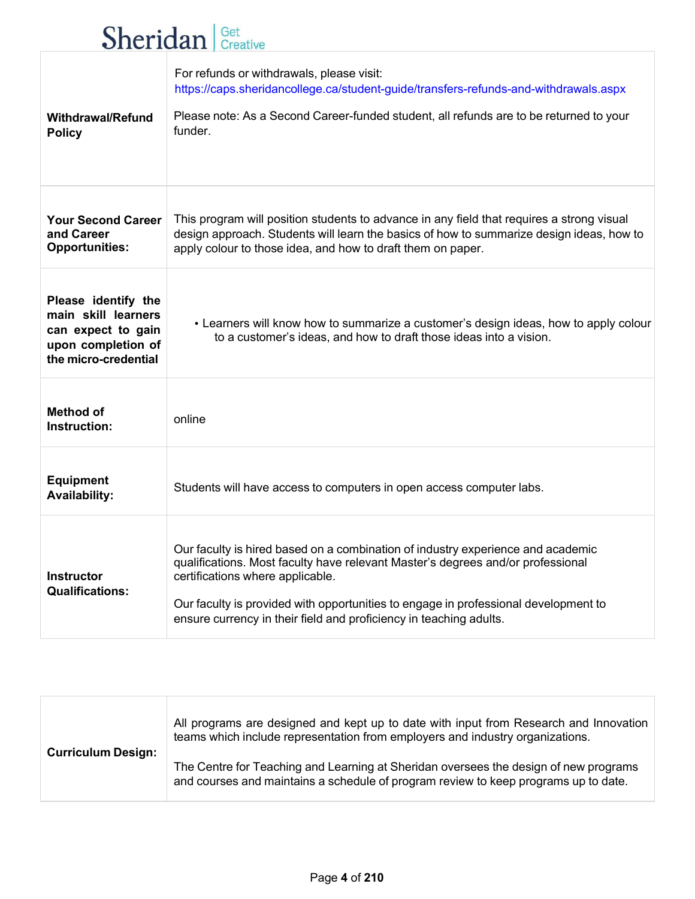| | |
|---|---|
| **Withdrawal/Refund Policy** | For refunds or withdrawals, please visit: https://caps.sheridancollege.ca/student-guide/transfers-refunds-and-withdrawals.aspx<br><br>Please note: As a Second Career-funded student, all refunds are to be returned to your funder. |
| **Your Second Career and Career Opportunities:** | This program will position students to advance in any field that requires a strong visual design approach. Students will learn the basics of how to summarize design ideas, how to apply colour to those idea, and how to draft them on paper. |
| **Please identify the main skill learners can expect to gain upon completion of the micro-credential** | • Learners will know how to summarize a customer's design ideas, how to apply colour to a customer's ideas, and how to draft those ideas into a vision. |
| **Method of Instruction:** | online |
| **Equipment Availability:** | Students will have access to computers in open access computer labs. |
| **Instructor Qualifications:** | Our faculty is hired based on a combination of industry experience and academic qualifications. Most faculty have relevant Master's degrees and/or professional certifications where applicable.<br><br>Our faculty is provided with opportunities to engage in professional development to ensure currency in their field and proficiency in teaching adults. |

| | |
|---|---|
| **Curriculum Design:** | All programs are designed and kept up to date with input from Research and Innovation teams which include representation from employers and industry organizations.<br><br>The Centre for Teaching and Learning at Sheridan oversees the design of new programs and courses and maintains a schedule of program review to keep programs up to date. |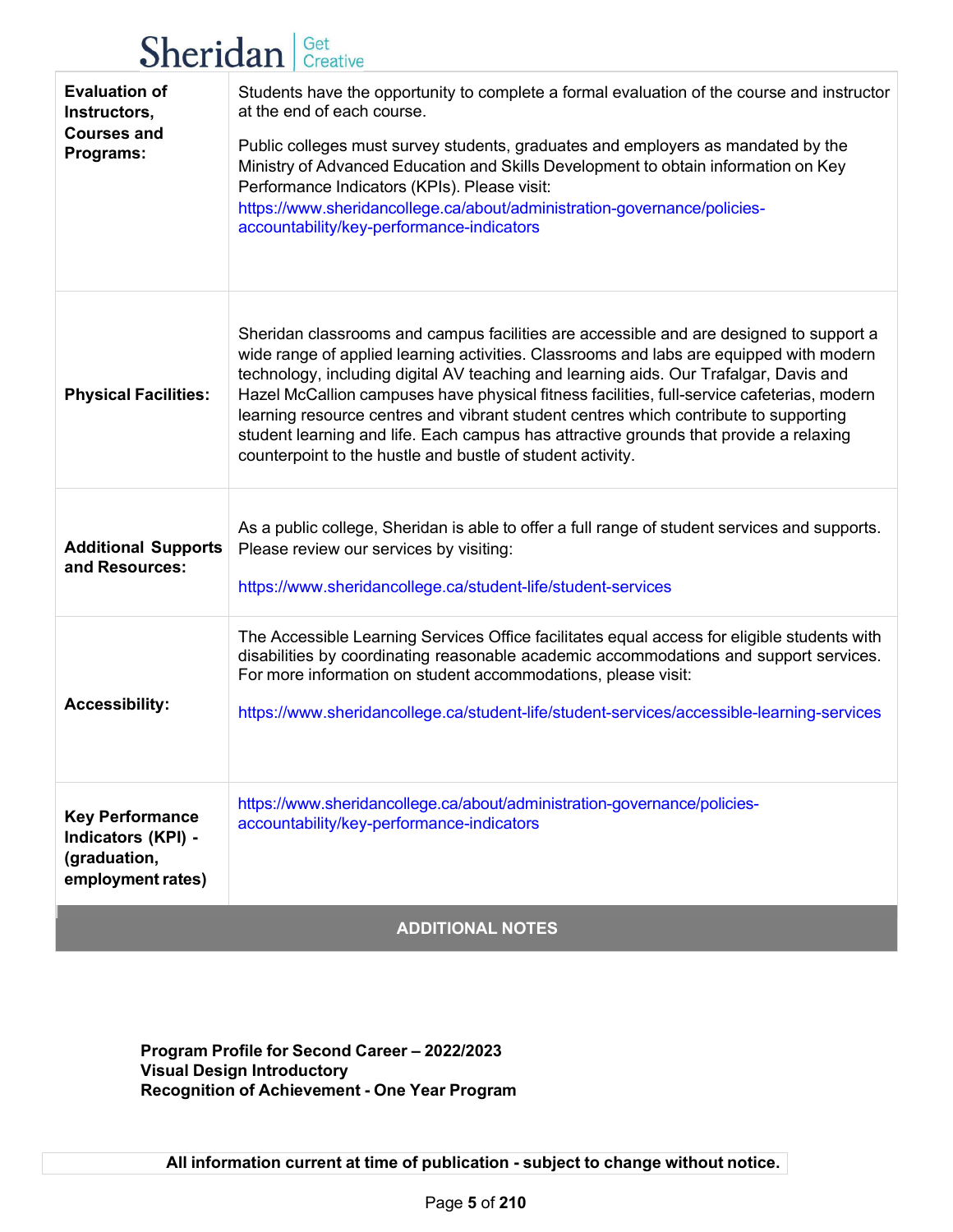| | |
|---|---|
| **Evaluation of Instructors, Courses and Programs:** | Students have the opportunity to complete a formal evaluation of the course and instructor at the end of each course.<br><br>Public colleges must survey students, graduates and employers as mandated by the Ministry of Advanced Education and Skills Development to obtain information on Key Performance Indicators (KPIs). Please visit: https://www.sheridancollege.ca/about/administration-governance/policies-accountability/key-performance-indicators |
| **Physical Facilities:** | Sheridan classrooms and campus facilities are accessible and are designed to support a wide range of applied learning activities. Classrooms and labs are equipped with modern technology, including digital AV teaching and learning aids. Our Trafalgar, Davis and Hazel McCallion campuses have physical fitness facilities, full-service cafeterias, modern learning resource centres and vibrant student centres which contribute to supporting student learning and life. Each campus has attractive grounds that provide a relaxing counterpoint to the hustle and bustle of student activity. |
| **Additional Supports and Resources:** | As a public college, Sheridan is able to offer a full range of student services and supports. Please review our services by visiting:<br><br>https://www.sheridancollege.ca/student-life/student-services |
| **Accessibility:** | The Accessible Learning Services Office facilitates equal access for eligible students with disabilities by coordinating reasonable academic accommodations and support services. For more information on student accommodations, please visit:<br><br>https://www.sheridancollege.ca/student-life/student-services/accessible-learning-services |
| **Key Performance Indicators (KPI) - (graduation, employment rates)** | https://www.sheridancollege.ca/about/administration-governance/policies-accountability/key-performance-indicators |

**ADDITIONAL NOTES**

**Program Profile for Second Career – 2022/2023**
**Visual Design Introductory**
**Recognition of Achievement - One Year Program**

**All information current at time of publication - subject to change without notice.**